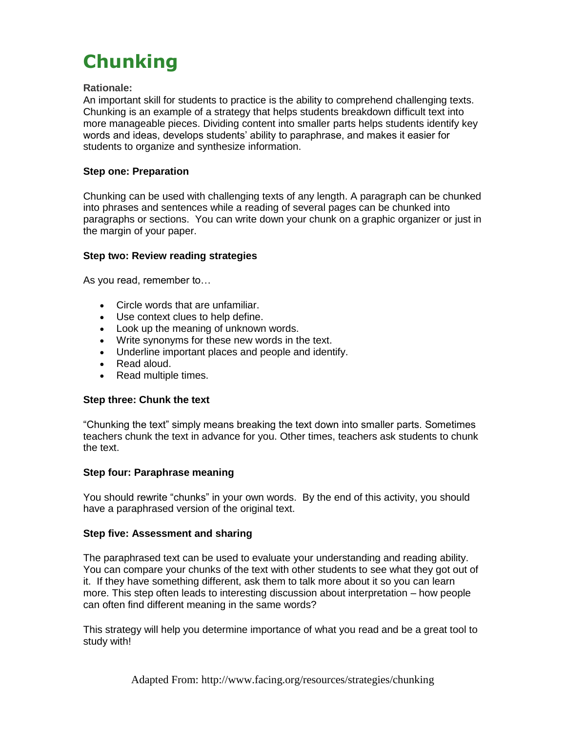# Chunking

**Rationale:**
An important skill for students to practice is the ability to comprehend challenging texts. Chunking is an example of a strategy that helps students breakdown difficult text into more manageable pieces. Dividing content into smaller parts helps students identify key words and ideas, develops students' ability to paraphrase, and makes it easier for students to organize and synthesize information.

**Step one: Preparation**

Chunking can be used with challenging texts of any length. A paragraph can be chunked into phrases and sentences while a reading of several pages can be chunked into paragraphs or sections. You can write down your chunk on a graphic organizer or just in the margin of your paper.

**Step two: Review reading strategies**

As you read, remember to…

- Circle words that are unfamiliar.
- Use context clues to help define.
- Look up the meaning of unknown words.
- Write synonyms for these new words in the text.
- Underline important places and people and identify.
- Read aloud.
- Read multiple times.

**Step three: Chunk the text**

"Chunking the text" simply means breaking the text down into smaller parts. Sometimes teachers chunk the text in advance for you. Other times, teachers ask students to chunk the text.

**Step four: Paraphrase meaning**

You should rewrite "chunks" in your own words. By the end of this activity, you should have a paraphrased version of the original text.

**Step five: Assessment and sharing**

The paraphrased text can be used to evaluate your understanding and reading ability. You can compare your chunks of the text with other students to see what they got out of it. If they have something different, ask them to talk more about it so you can learn more. This step often leads to interesting discussion about interpretation – how people can often find different meaning in the same words?

This strategy will help you determine importance of what you read and be a great tool to study with!

Adapted From: http://www.facing.org/resources/strategies/chunking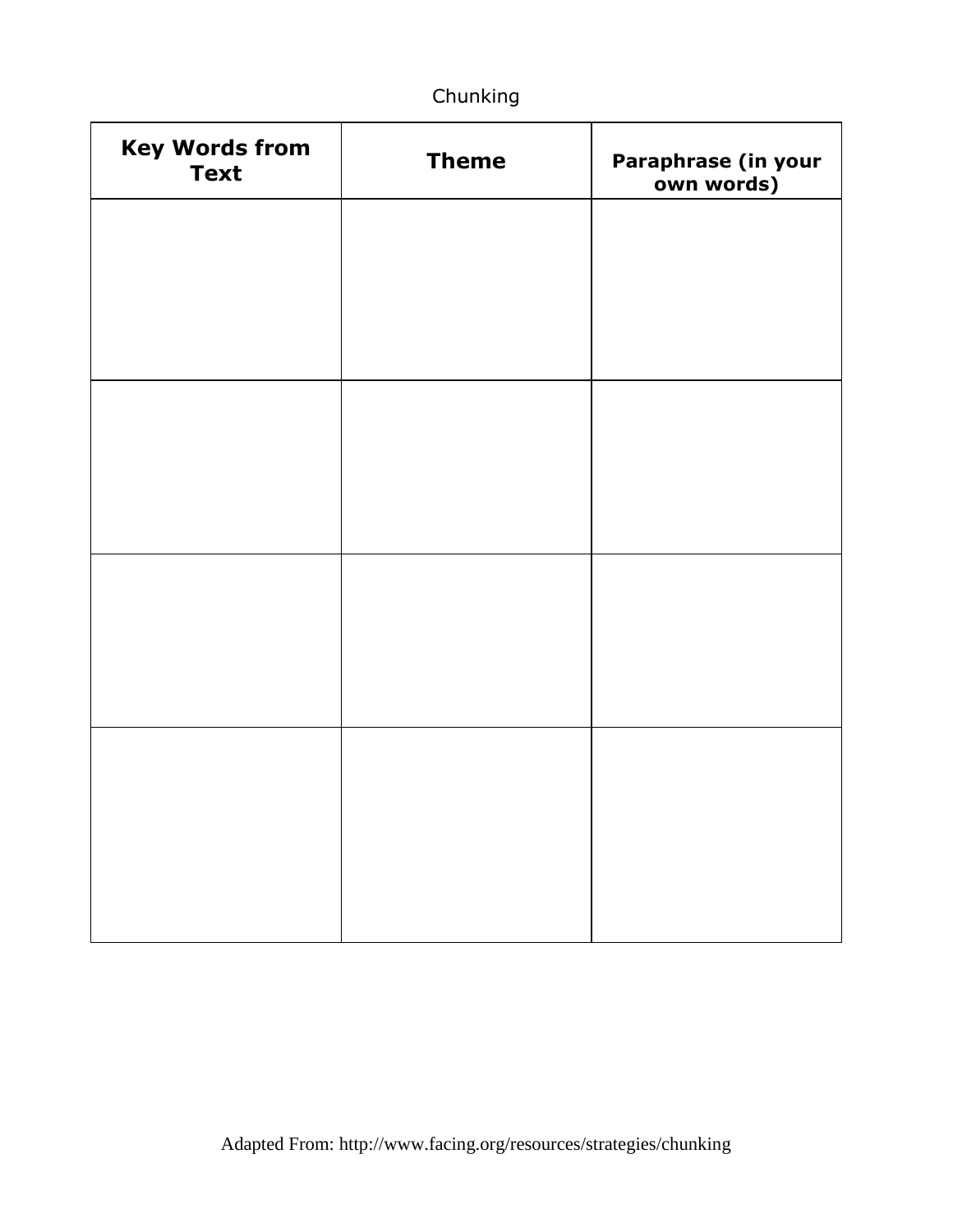Chunking

| Key Words from Text | Theme | Paraphrase (in your own words) |
| --- | --- | --- |
| | | |
| | | |
| | | |
| | | |

Adapted From: http://www.facing.org/resources/strategies/chunking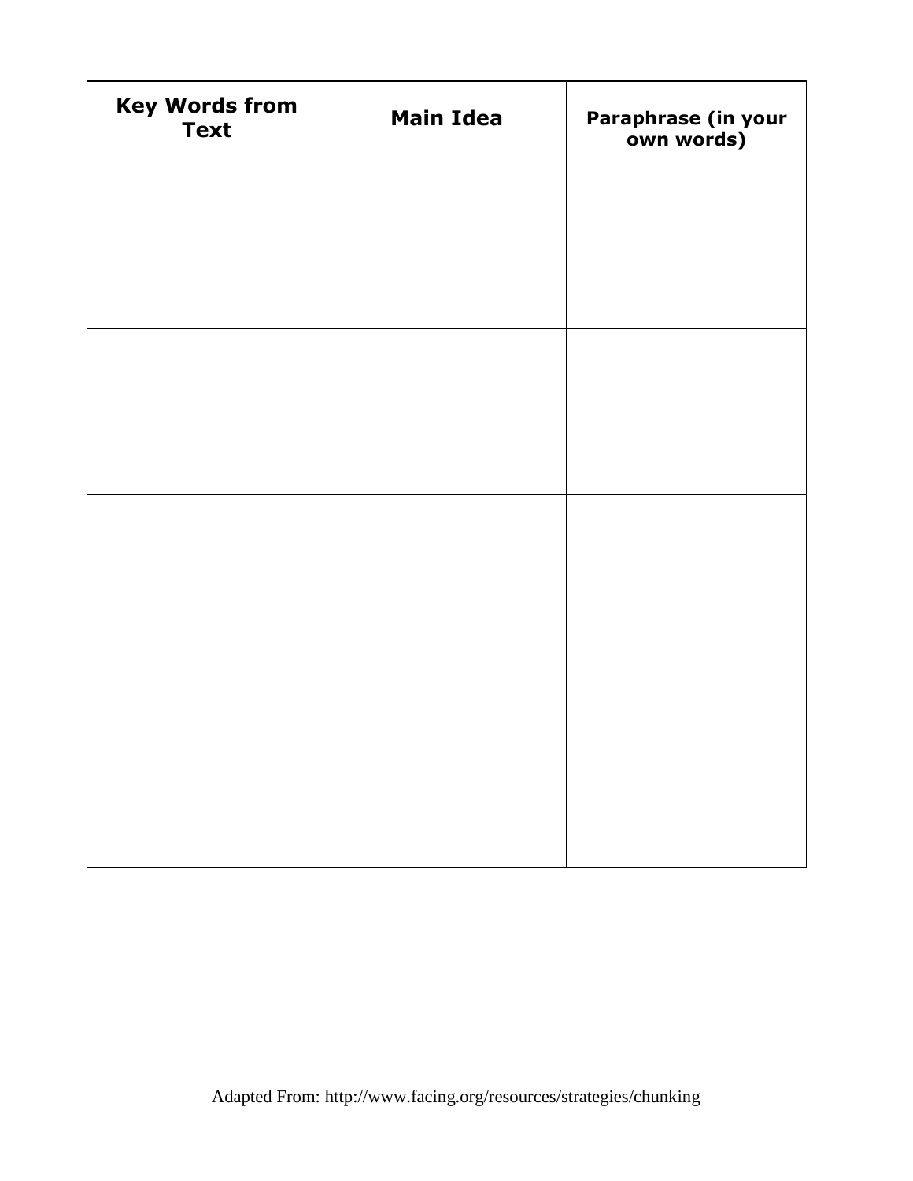| Key Words from Text | Main Idea | Paraphrase (in your own words) |
|---|---|---|
| | | |
| | | |
| | | |
| | | |

Adapted From: http://www.facing.org/resources/strategies/chunking